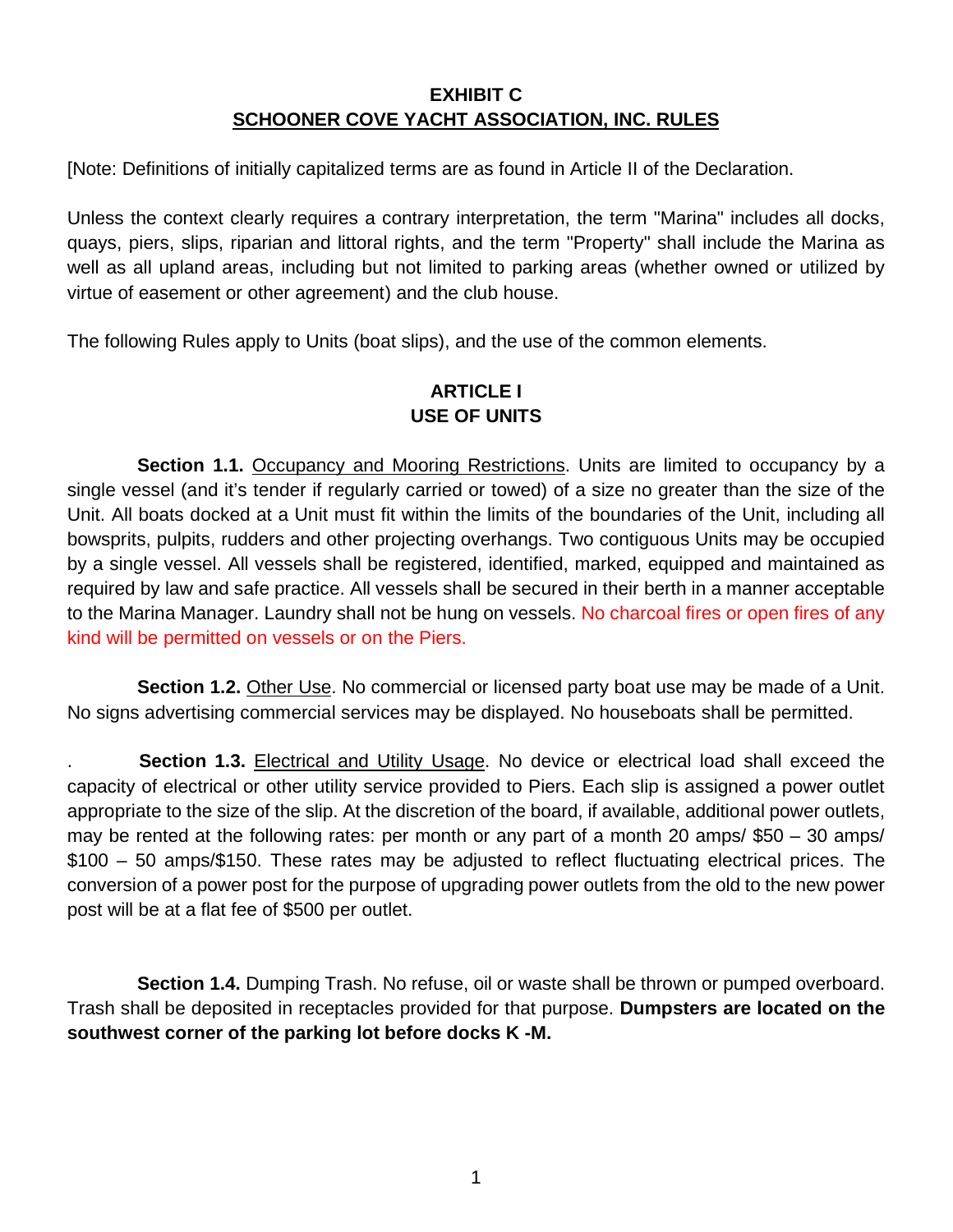**EXHIBIT C**
**SCHOONER COVE YACHT ASSOCIATION, INC. RULES**

[Note: Definitions of initially capitalized terms are as found in Article II of the Declaration.

Unless the context clearly requires a contrary interpretation, the term "Marina" includes all docks, quays, piers, slips, riparian and littoral rights, and the term "Property" shall include the Marina as well as all upland areas, including but not limited to parking areas (whether owned or utilized by virtue of easement or other agreement) and the club house.

The following Rules apply to Units (boat slips), and the use of the common elements.

## ARTICLE I
## USE OF UNITS

**Section 1.1.** Occupancy and Mooring Restrictions. Units are limited to occupancy by a single vessel (and it's tender if regularly carried or towed) of a size no greater than the size of the Unit. All boats docked at a Unit must fit within the limits of the boundaries of the Unit, including all bowsprits, pulpits, rudders and other projecting overhangs. Two contiguous Units may be occupied by a single vessel. All vessels shall be registered, identified, marked, equipped and maintained as required by law and safe practice. All vessels shall be secured in their berth in a manner acceptable to the Marina Manager. Laundry shall not be hung on vessels. No charcoal fires or open fires of any kind will be permitted on vessels or on the Piers.

**Section 1.2.** Other Use. No commercial or licensed party boat use may be made of a Unit. No signs advertising commercial services may be displayed. No houseboats shall be permitted.

. **Section 1.3.** Electrical and Utility Usage. No device or electrical load shall exceed the capacity of electrical or other utility service provided to Piers. Each slip is assigned a power outlet appropriate to the size of the slip. At the discretion of the board, if available, additional power outlets, may be rented at the following rates: per month or any part of a month 20 amps/ $50 – 30 amps/ $100 – 50 amps/$150. These rates may be adjusted to reflect fluctuating electrical prices. The conversion of a power post for the purpose of upgrading power outlets from the old to the new power post will be at a flat fee of $500 per outlet.

**Section 1.4.** Dumping Trash. No refuse, oil or waste shall be thrown or pumped overboard. Trash shall be deposited in receptacles provided for that purpose. **Dumpsters are located on the southwest corner of the parking lot before docks K -M.**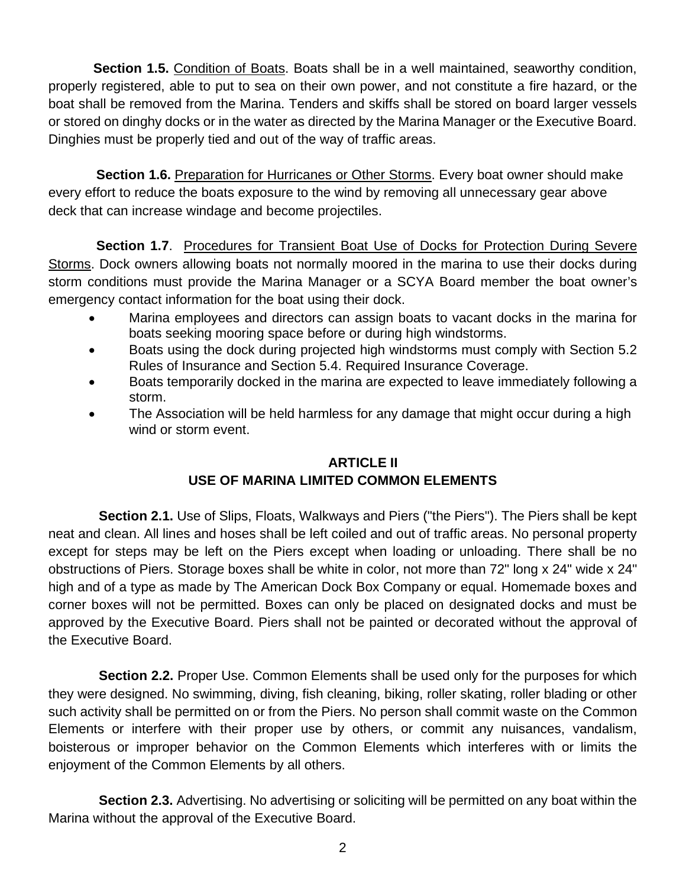**Section 1.5.** <u>Condition of Boats</u>. Boats shall be in a well maintained, seaworthy condition, properly registered, able to put to sea on their own power, and not constitute a fire hazard, or the boat shall be removed from the Marina. Tenders and skiffs shall be stored on board larger vessels or stored on dinghy docks or in the water as directed by the Marina Manager or the Executive Board. Dinghies must be properly tied and out of the way of traffic areas.

**Section 1.6.** <u>Preparation for Hurricanes or Other Storms</u>. Every boat owner should make every effort to reduce the boats exposure to the wind by removing all unnecessary gear above deck that can increase windage and become projectiles.

**Section 1.7**. <u>Procedures for Transient Boat Use of Docks for Protection During Severe Storms</u>. Dock owners allowing boats not normally moored in the marina to use their docks during storm conditions must provide the Marina Manager or a SCYA Board member the boat owner's emergency contact information for the boat using their dock.

- Marina employees and directors can assign boats to vacant docks in the marina for boats seeking mooring space before or during high windstorms.
- Boats using the dock during projected high windstorms must comply with Section 5.2 Rules of Insurance and Section 5.4. Required Insurance Coverage.
- Boats temporarily docked in the marina are expected to leave immediately following a storm.
- The Association will be held harmless for any damage that might occur during a high wind or storm event.

## ARTICLE II
## USE OF MARINA LIMITED COMMON ELEMENTS

**Section 2.1.** Use of Slips, Floats, Walkways and Piers ("the Piers"). The Piers shall be kept neat and clean. All lines and hoses shall be left coiled and out of traffic areas. No personal property except for steps may be left on the Piers except when loading or unloading. There shall be no obstructions of Piers. Storage boxes shall be white in color, not more than 72" long x 24" wide x 24" high and of a type as made by The American Dock Box Company or equal. Homemade boxes and corner boxes will not be permitted. Boxes can only be placed on designated docks and must be approved by the Executive Board. Piers shall not be painted or decorated without the approval of the Executive Board.

**Section 2.2.** Proper Use. Common Elements shall be used only for the purposes for which they were designed. No swimming, diving, fish cleaning, biking, roller skating, roller blading or other such activity shall be permitted on or from the Piers. No person shall commit waste on the Common Elements or interfere with their proper use by others, or commit any nuisances, vandalism, boisterous or improper behavior on the Common Elements which interferes with or limits the enjoyment of the Common Elements by all others.

**Section 2.3.** Advertising. No advertising or soliciting will be permitted on any boat within the Marina without the approval of the Executive Board.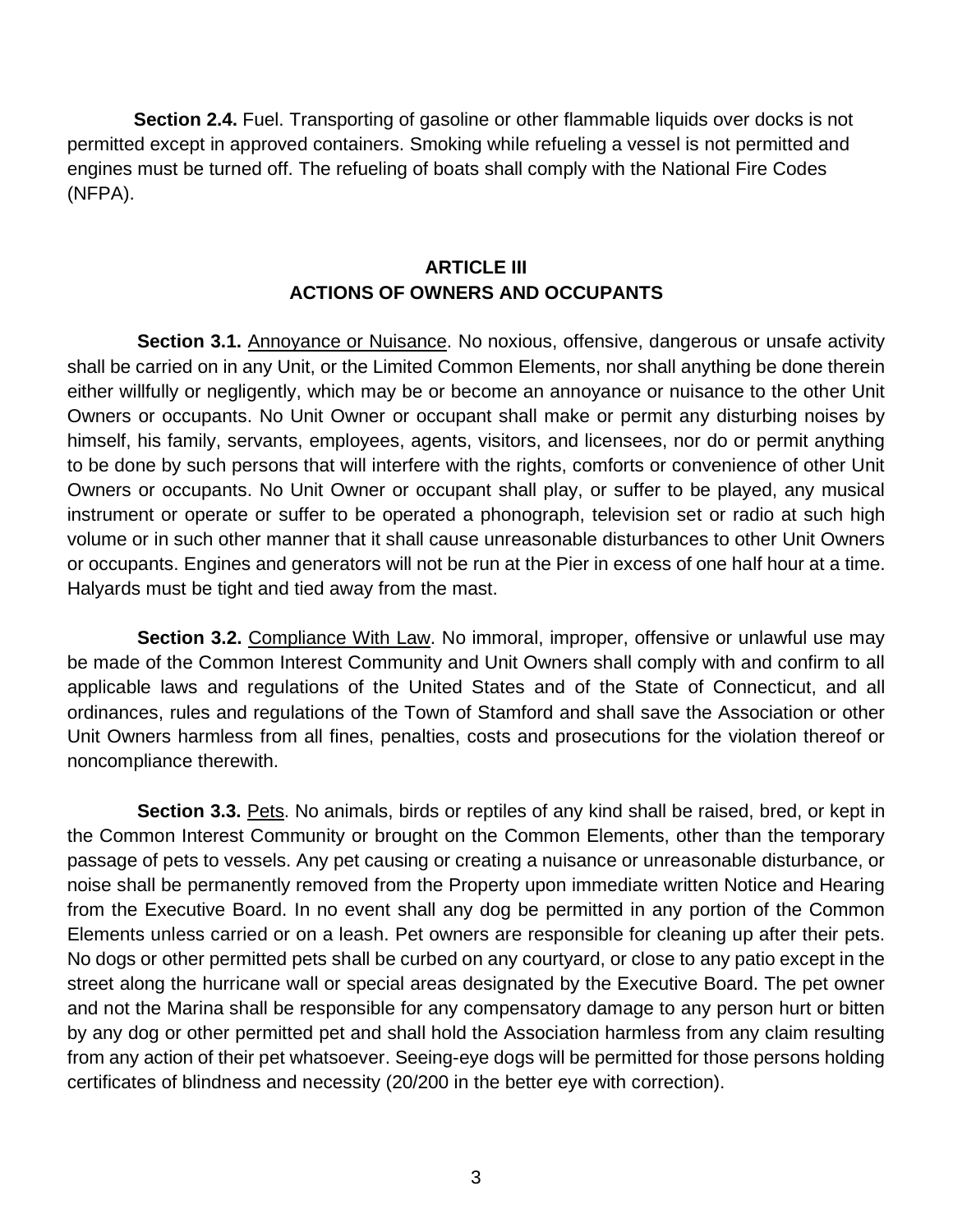**Section 2.4.** Fuel. Transporting of gasoline or other flammable liquids over docks is not permitted except in approved containers. Smoking while refueling a vessel is not permitted and engines must be turned off. The refueling of boats shall comply with the National Fire Codes (NFPA).

## ARTICLE III
## ACTIONS OF OWNERS AND OCCUPANTS

**Section 3.1.** Annoyance or Nuisance. No noxious, offensive, dangerous or unsafe activity shall be carried on in any Unit, or the Limited Common Elements, nor shall anything be done therein either willfully or negligently, which may be or become an annoyance or nuisance to the other Unit Owners or occupants. No Unit Owner or occupant shall make or permit any disturbing noises by himself, his family, servants, employees, agents, visitors, and licensees, nor do or permit anything to be done by such persons that will interfere with the rights, comforts or convenience of other Unit Owners or occupants. No Unit Owner or occupant shall play, or suffer to be played, any musical instrument or operate or suffer to be operated a phonograph, television set or radio at such high volume or in such other manner that it shall cause unreasonable disturbances to other Unit Owners or occupants. Engines and generators will not be run at the Pier in excess of one half hour at a time. Halyards must be tight and tied away from the mast.

**Section 3.2.** Compliance With Law. No immoral, improper, offensive or unlawful use may be made of the Common Interest Community and Unit Owners shall comply with and confirm to all applicable laws and regulations of the United States and of the State of Connecticut, and all ordinances, rules and regulations of the Town of Stamford and shall save the Association or other Unit Owners harmless from all fines, penalties, costs and prosecutions for the violation thereof or noncompliance therewith.

**Section 3.3.** Pets. No animals, birds or reptiles of any kind shall be raised, bred, or kept in the Common Interest Community or brought on the Common Elements, other than the temporary passage of pets to vessels. Any pet causing or creating a nuisance or unreasonable disturbance, or noise shall be permanently removed from the Property upon immediate written Notice and Hearing from the Executive Board. In no event shall any dog be permitted in any portion of the Common Elements unless carried or on a leash. Pet owners are responsible for cleaning up after their pets. No dogs or other permitted pets shall be curbed on any courtyard, or close to any patio except in the street along the hurricane wall or special areas designated by the Executive Board. The pet owner and not the Marina shall be responsible for any compensatory damage to any person hurt or bitten by any dog or other permitted pet and shall hold the Association harmless from any claim resulting from any action of their pet whatsoever. Seeing-eye dogs will be permitted for those persons holding certificates of blindness and necessity (20/200 in the better eye with correction).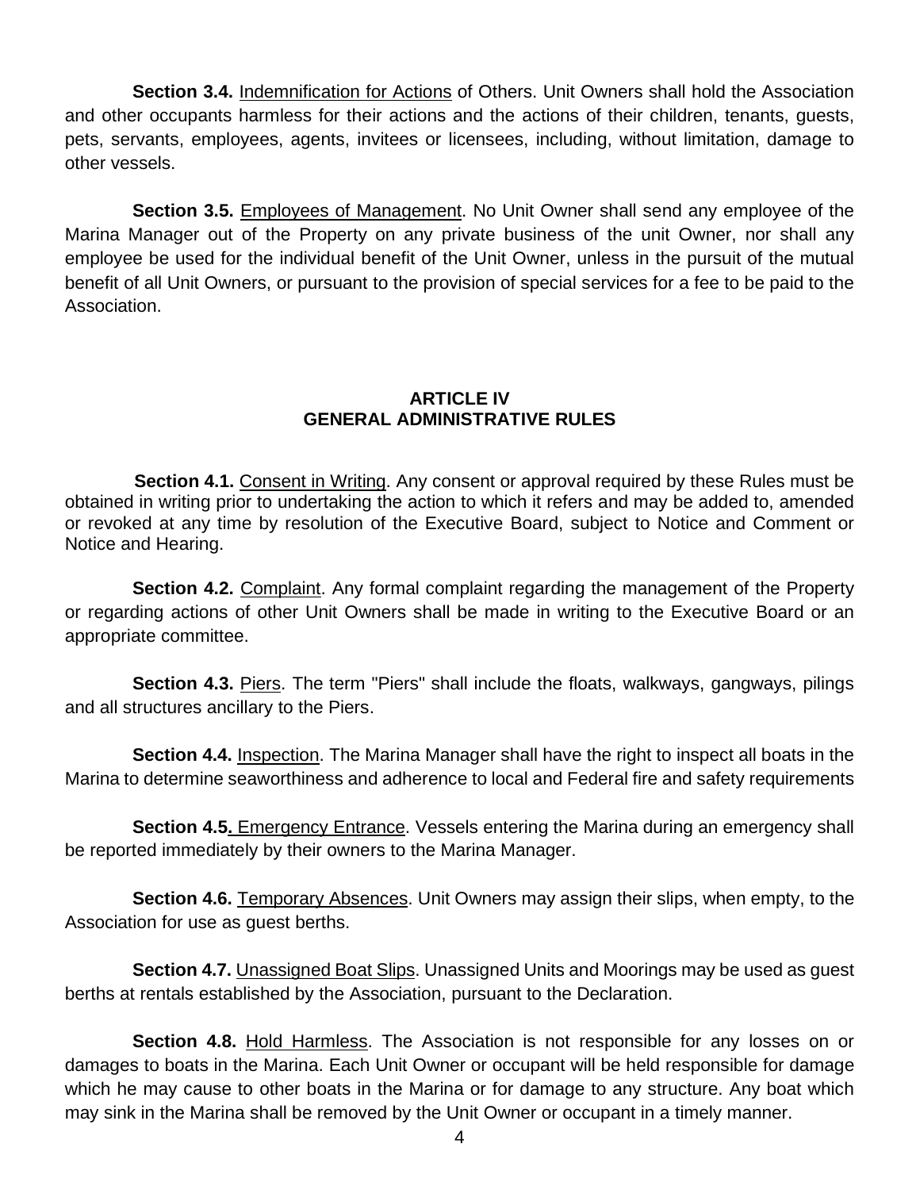**Section 3.4.** Indemnification for Actions of Others. Unit Owners shall hold the Association and other occupants harmless for their actions and the actions of their children, tenants, guests, pets, servants, employees, agents, invitees or licensees, including, without limitation, damage to other vessels.

**Section 3.5.** Employees of Management. No Unit Owner shall send any employee of the Marina Manager out of the Property on any private business of the unit Owner, nor shall any employee be used for the individual benefit of the Unit Owner, unless in the pursuit of the mutual benefit of all Unit Owners, or pursuant to the provision of special services for a fee to be paid to the Association.

## ARTICLE IV
## GENERAL ADMINISTRATIVE RULES

**Section 4.1.** Consent in Writing. Any consent or approval required by these Rules must be obtained in writing prior to undertaking the action to which it refers and may be added to, amended or revoked at any time by resolution of the Executive Board, subject to Notice and Comment or Notice and Hearing.

**Section 4.2.** Complaint. Any formal complaint regarding the management of the Property or regarding actions of other Unit Owners shall be made in writing to the Executive Board or an appropriate committee.

**Section 4.3.** Piers. The term "Piers" shall include the floats, walkways, gangways, pilings and all structures ancillary to the Piers.

**Section 4.4.** Inspection. The Marina Manager shall have the right to inspect all boats in the Marina to determine seaworthiness and adherence to local and Federal fire and safety requirements

**Section 4.5.** Emergency Entrance. Vessels entering the Marina during an emergency shall be reported immediately by their owners to the Marina Manager.

**Section 4.6.** Temporary Absences. Unit Owners may assign their slips, when empty, to the Association for use as guest berths.

**Section 4.7.** Unassigned Boat Slips. Unassigned Units and Moorings may be used as guest berths at rentals established by the Association, pursuant to the Declaration.

**Section 4.8.** Hold Harmless. The Association is not responsible for any losses on or damages to boats in the Marina. Each Unit Owner or occupant will be held responsible for damage which he may cause to other boats in the Marina or for damage to any structure. Any boat which may sink in the Marina shall be removed by the Unit Owner or occupant in a timely manner.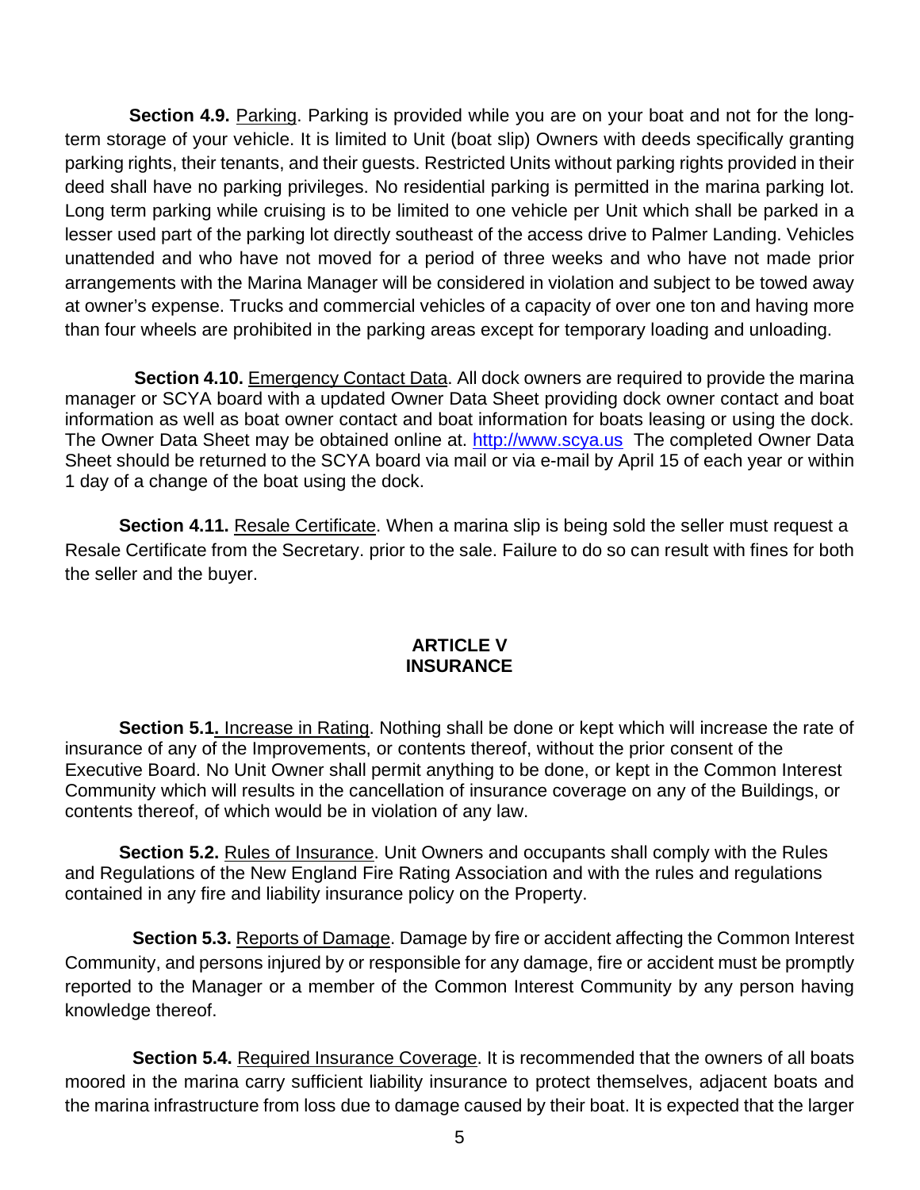**Section 4.9.** Parking. Parking is provided while you are on your boat and not for the long-term storage of your vehicle. It is limited to Unit (boat slip) Owners with deeds specifically granting parking rights, their tenants, and their guests. Restricted Units without parking rights provided in their deed shall have no parking privileges. No residential parking is permitted in the marina parking lot. Long term parking while cruising is to be limited to one vehicle per Unit which shall be parked in a lesser used part of the parking lot directly southeast of the access drive to Palmer Landing. Vehicles unattended and who have not moved for a period of three weeks and who have not made prior arrangements with the Marina Manager will be considered in violation and subject to be towed away at owner's expense. Trucks and commercial vehicles of a capacity of over one ton and having more than four wheels are prohibited in the parking areas except for temporary loading and unloading.

**Section 4.10.** Emergency Contact Data. All dock owners are required to provide the marina manager or SCYA board with a updated Owner Data Sheet providing dock owner contact and boat information as well as boat owner contact and boat information for boats leasing or using the dock. The Owner Data Sheet may be obtained online at. http://www.scya.us The completed Owner Data Sheet should be returned to the SCYA board via mail or via e-mail by April 15 of each year or within 1 day of a change of the boat using the dock.

**Section 4.11.** Resale Certificate. When a marina slip is being sold the seller must request a Resale Certificate from the Secretary. prior to the sale. Failure to do so can result with fines for both the seller and the buyer.

## ARTICLE V
## INSURANCE

**Section 5.1.** Increase in Rating. Nothing shall be done or kept which will increase the rate of insurance of any of the Improvements, or contents thereof, without the prior consent of the Executive Board. No Unit Owner shall permit anything to be done, or kept in the Common Interest Community which will results in the cancellation of insurance coverage on any of the Buildings, or contents thereof, of which would be in violation of any law.

**Section 5.2.** Rules of Insurance. Unit Owners and occupants shall comply with the Rules and Regulations of the New England Fire Rating Association and with the rules and regulations contained in any fire and liability insurance policy on the Property.

**Section 5.3.** Reports of Damage. Damage by fire or accident affecting the Common Interest Community, and persons injured by or responsible for any damage, fire or accident must be promptly reported to the Manager or a member of the Common Interest Community by any person having knowledge thereof.

**Section 5.4.** Required Insurance Coverage. It is recommended that the owners of all boats moored in the marina carry sufficient liability insurance to protect themselves, adjacent boats and the marina infrastructure from loss due to damage caused by their boat. It is expected that the larger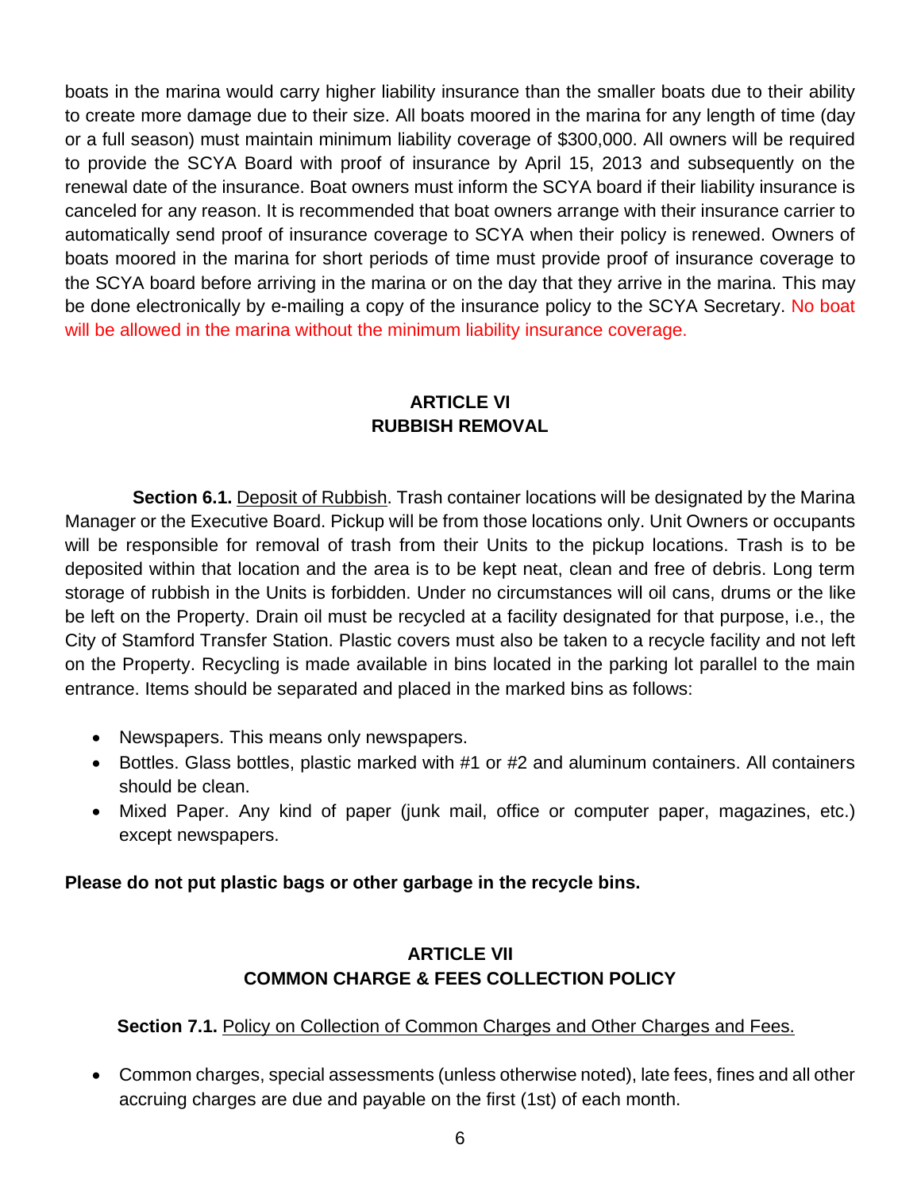boats in the marina would carry higher liability insurance than the smaller boats due to their ability to create more damage due to their size. All boats moored in the marina for any length of time (day or a full season) must maintain minimum liability coverage of $300,000. All owners will be required to provide the SCYA Board with proof of insurance by April 15, 2013 and subsequently on the renewal date of the insurance. Boat owners must inform the SCYA board if their liability insurance is canceled for any reason. It is recommended that boat owners arrange with their insurance carrier to automatically send proof of insurance coverage to SCYA when their policy is renewed. Owners of boats moored in the marina for short periods of time must provide proof of insurance coverage to the SCYA board before arriving in the marina or on the day that they arrive in the marina. This may be done electronically by e-mailing a copy of the insurance policy to the SCYA Secretary. No boat will be allowed in the marina without the minimum liability insurance coverage.

## ARTICLE VI
## RUBBISH REMOVAL

**Section 6.1.** Deposit of Rubbish. Trash container locations will be designated by the Marina Manager or the Executive Board. Pickup will be from those locations only. Unit Owners or occupants will be responsible for removal of trash from their Units to the pickup locations. Trash is to be deposited within that location and the area is to be kept neat, clean and free of debris. Long term storage of rubbish in the Units is forbidden. Under no circumstances will oil cans, drums or the like be left on the Property. Drain oil must be recycled at a facility designated for that purpose, i.e., the City of Stamford Transfer Station. Plastic covers must also be taken to a recycle facility and not left on the Property. Recycling is made available in bins located in the parking lot parallel to the main entrance. Items should be separated and placed in the marked bins as follows:

- Newspapers. This means only newspapers.
- Bottles. Glass bottles, plastic marked with #1 or #2 and aluminum containers. All containers should be clean.
- Mixed Paper. Any kind of paper (junk mail, office or computer paper, magazines, etc.) except newspapers.

**Please do not put plastic bags or other garbage in the recycle bins.**

## ARTICLE VII
## COMMON CHARGE & FEES COLLECTION POLICY

**Section 7.1.** Policy on Collection of Common Charges and Other Charges and Fees.

- Common charges, special assessments (unless otherwise noted), late fees, fines and all other accruing charges are due and payable on the first (1st) of each month.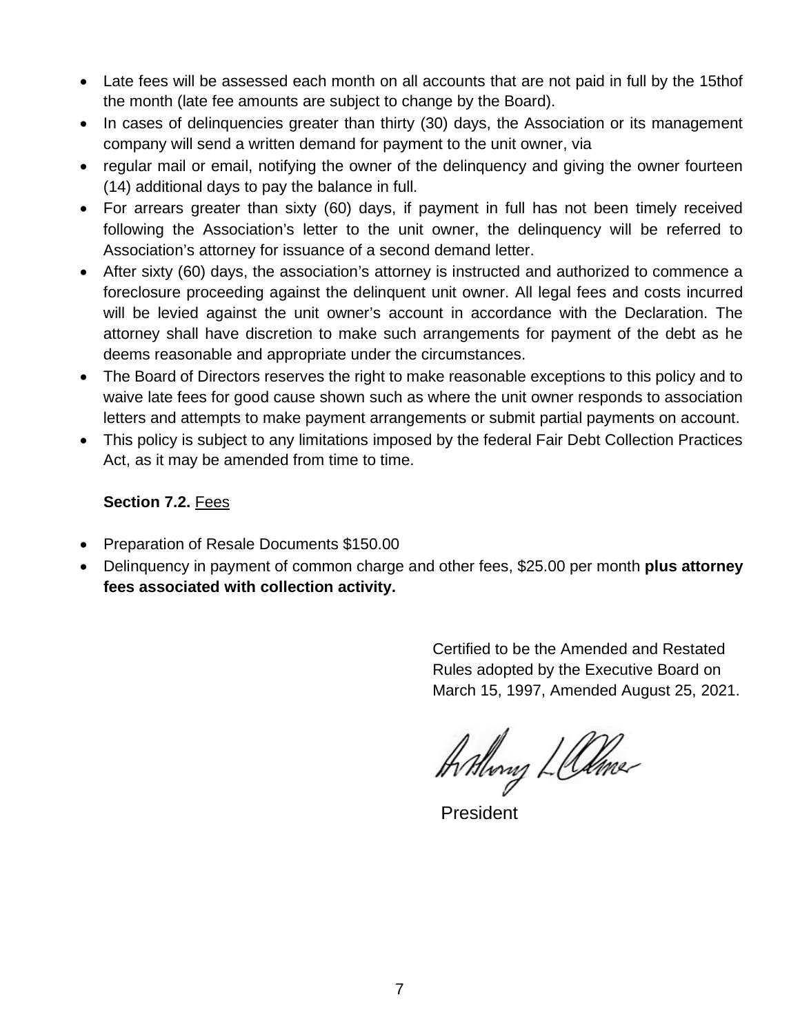- Late fees will be assessed each month on all accounts that are not paid in full by the 15thof the month (late fee amounts are subject to change by the Board).
- In cases of delinquencies greater than thirty (30) days, the Association or its management company will send a written demand for payment to the unit owner, via
- regular mail or email, notifying the owner of the delinquency and giving the owner fourteen (14) additional days to pay the balance in full.
- For arrears greater than sixty (60) days, if payment in full has not been timely received following the Association's letter to the unit owner, the delinquency will be referred to Association's attorney for issuance of a second demand letter.
- After sixty (60) days, the association's attorney is instructed and authorized to commence a foreclosure proceeding against the delinquent unit owner. All legal fees and costs incurred will be levied against the unit owner's account in accordance with the Declaration. The attorney shall have discretion to make such arrangements for payment of the debt as he deems reasonable and appropriate under the circumstances.
- The Board of Directors reserves the right to make reasonable exceptions to this policy and to waive late fees for good cause shown such as where the unit owner responds to association letters and attempts to make payment arrangements or submit partial payments on account.
- This policy is subject to any limitations imposed by the federal Fair Debt Collection Practices Act, as it may be amended from time to time.

**Section 7.2.** Fees

- Preparation of Resale Documents $150.00
- Delinquency in payment of common charge and other fees, $25.00 per month **plus attorney fees associated with collection activity.**

Certified to be the Amended and Restated Rules adopted by the Executive Board on March 15, 1997, Amended August 25, 2021.

Anthony L. Olmer

President